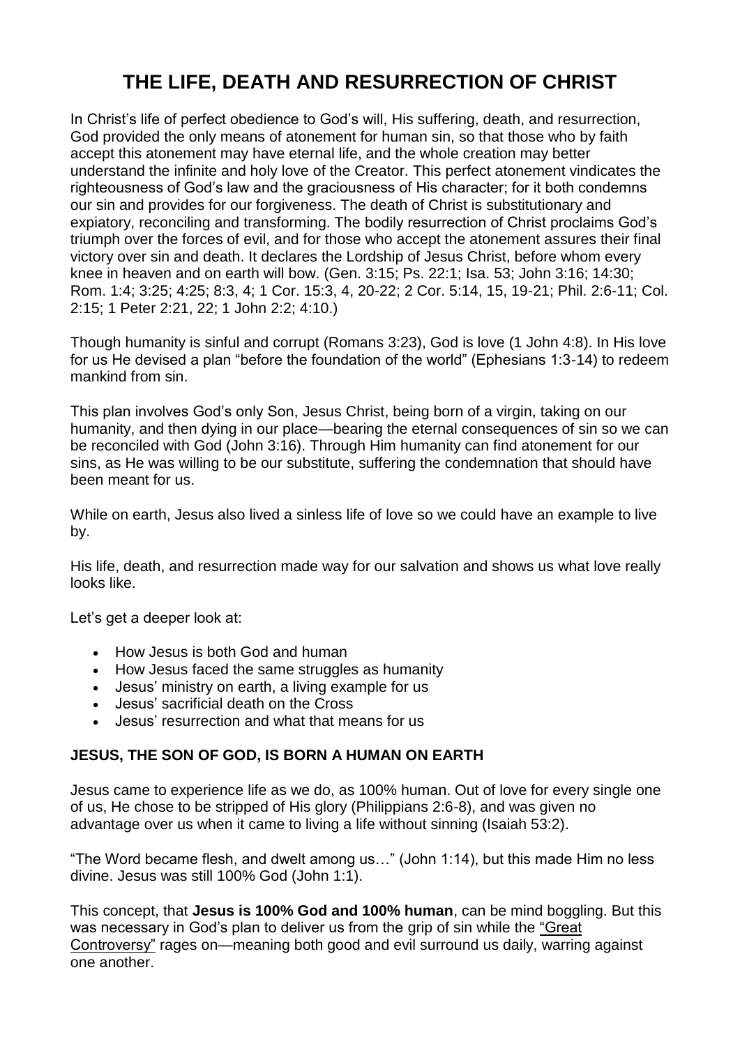# THE LIFE, DEATH AND RESURRECTION OF CHRIST

In Christ's life of perfect obedience to God's will, His suffering, death, and resurrection, God provided the only means of atonement for human sin, so that those who by faith accept this atonement may have eternal life, and the whole creation may better understand the infinite and holy love of the Creator. This perfect atonement vindicates the righteousness of God's law and the graciousness of His character; for it both condemns our sin and provides for our forgiveness. The death of Christ is substitutionary and expiatory, reconciling and transforming. The bodily resurrection of Christ proclaims God's triumph over the forces of evil, and for those who accept the atonement assures their final victory over sin and death. It declares the Lordship of Jesus Christ, before whom every knee in heaven and on earth will bow. (Gen. 3:15; Ps. 22:1; Isa. 53; John 3:16; 14:30; Rom. 1:4; 3:25; 4:25; 8:3, 4; 1 Cor. 15:3, 4, 20-22; 2 Cor. 5:14, 15, 19-21; Phil. 2:6-11; Col. 2:15; 1 Peter 2:21, 22; 1 John 2:2; 4:10.)

Though humanity is sinful and corrupt (Romans 3:23), God is love (1 John 4:8). In His love for us He devised a plan "before the foundation of the world" (Ephesians 1:3-14) to redeem mankind from sin.

This plan involves God's only Son, Jesus Christ, being born of a virgin, taking on our humanity, and then dying in our place—bearing the eternal consequences of sin so we can be reconciled with God (John 3:16). Through Him humanity can find atonement for our sins, as He was willing to be our substitute, suffering the condemnation that should have been meant for us.

While on earth, Jesus also lived a sinless life of love so we could have an example to live by.

His life, death, and resurrection made way for our salvation and shows us what love really looks like.

Let's get a deeper look at:

- How Jesus is both God and human
- How Jesus faced the same struggles as humanity
- Jesus' ministry on earth, a living example for us
- Jesus' sacrificial death on the Cross
- Jesus' resurrection and what that means for us

### JESUS, THE SON OF GOD, IS BORN A HUMAN ON EARTH

Jesus came to experience life as we do, as 100% human. Out of love for every single one of us, He chose to be stripped of His glory (Philippians 2:6-8), and was given no advantage over us when it came to living a life without sinning (Isaiah 53:2).

"The Word became flesh, and dwelt among us…" (John 1:14), but this made Him no less divine. Jesus was still 100% God (John 1:1).

This concept, that **Jesus is 100% God and 100% human**, can be mind boggling. But this was necessary in God's plan to deliver us from the grip of sin while the "Great Controversy" rages on—meaning both good and evil surround us daily, warring against one another.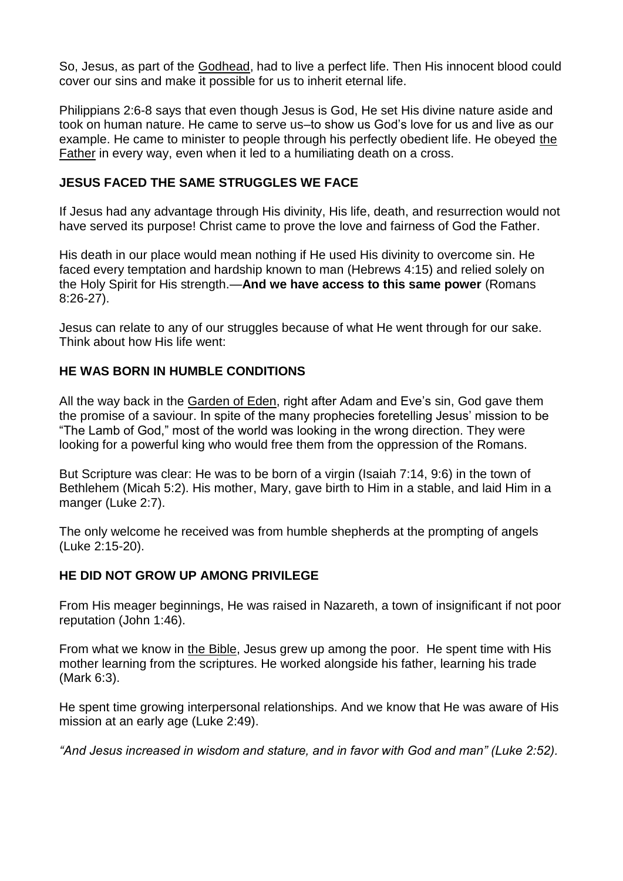So, Jesus, as part of the Godhead, had to live a perfect life. Then His innocent blood could cover our sins and make it possible for us to inherit eternal life.

Philippians 2:6-8 says that even though Jesus is God, He set His divine nature aside and took on human nature. He came to serve us–to show us God's love for us and live as our example. He came to minister to people through his perfectly obedient life. He obeyed the Father in every way, even when it led to a humiliating death on a cross.

## JESUS FACED THE SAME STRUGGLES WE FACE

If Jesus had any advantage through His divinity, His life, death, and resurrection would not have served its purpose! Christ came to prove the love and fairness of God the Father.

His death in our place would mean nothing if He used His divinity to overcome sin. He faced every temptation and hardship known to man (Hebrews 4:15) and relied solely on the Holy Spirit for His strength.—**And we have access to this same power** (Romans 8:26-27).

Jesus can relate to any of our struggles because of what He went through for our sake. Think about how His life went:

## HE WAS BORN IN HUMBLE CONDITIONS

All the way back in the Garden of Eden, right after Adam and Eve's sin, God gave them the promise of a saviour. In spite of the many prophecies foretelling Jesus' mission to be "The Lamb of God," most of the world was looking in the wrong direction. They were looking for a powerful king who would free them from the oppression of the Romans.

But Scripture was clear: He was to be born of a virgin (Isaiah 7:14, 9:6) in the town of Bethlehem (Micah 5:2). His mother, Mary, gave birth to Him in a stable, and laid Him in a manger (Luke 2:7).

The only welcome he received was from humble shepherds at the prompting of angels (Luke 2:15-20).

## HE DID NOT GROW UP AMONG PRIVILEGE

From His meager beginnings, He was raised in Nazareth, a town of insignificant if not poor reputation (John 1:46).

From what we know in the Bible, Jesus grew up among the poor. He spent time with His mother learning from the scriptures. He worked alongside his father, learning his trade (Mark 6:3).

He spent time growing interpersonal relationships. And we know that He was aware of His mission at an early age (Luke 2:49).

*"And Jesus increased in wisdom and stature, and in favor with God and man" (Luke 2:52).*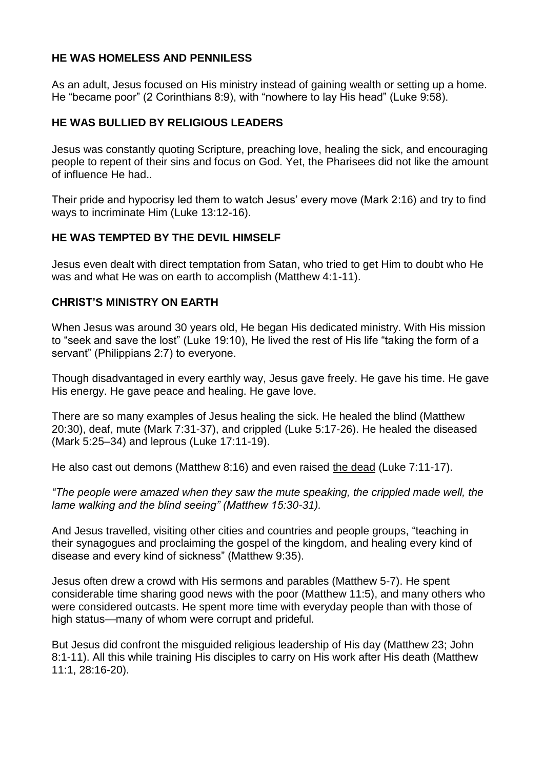### **HE WAS HOMELESS AND PENNILESS**

As an adult, Jesus focused on His ministry instead of gaining wealth or setting up a home. He "became poor" (2 Corinthians 8:9), with "nowhere to lay His head" (Luke 9:58).

### **HE WAS BULLIED BY RELIGIOUS LEADERS**

Jesus was constantly quoting Scripture, preaching love, healing the sick, and encouraging people to repent of their sins and focus on God. Yet, the Pharisees did not like the amount of influence He had..

Their pride and hypocrisy led them to watch Jesus' every move (Mark 2:16) and try to find ways to incriminate Him (Luke 13:12-16).

### **HE WAS TEMPTED BY THE DEVIL HIMSELF**

Jesus even dealt with direct temptation from Satan, who tried to get Him to doubt who He was and what He was on earth to accomplish (Matthew 4:1-11).

### **CHRIST'S MINISTRY ON EARTH**

When Jesus was around 30 years old, He began His dedicated ministry. With His mission to "seek and save the lost" (Luke 19:10), He lived the rest of His life "taking the form of a servant" (Philippians 2:7) to everyone.

Though disadvantaged in every earthly way, Jesus gave freely. He gave his time. He gave His energy. He gave peace and healing. He gave love.

There are so many examples of Jesus healing the sick. He healed the blind (Matthew 20:30), deaf, mute (Mark 7:31-37), and crippled (Luke 5:17-26). He healed the diseased (Mark 5:25–34) and leprous (Luke 17:11-19).

He also cast out demons (Matthew 8:16) and even raised the dead (Luke 7:11-17).

*"The people were amazed when they saw the mute speaking, the crippled made well, the lame walking and the blind seeing" (Matthew 15:30-31).*

And Jesus travelled, visiting other cities and countries and people groups, "teaching in their synagogues and proclaiming the gospel of the kingdom, and healing every kind of disease and every kind of sickness" (Matthew 9:35).

Jesus often drew a crowd with His sermons and parables (Matthew 5-7). He spent considerable time sharing good news with the poor (Matthew 11:5), and many others who were considered outcasts. He spent more time with everyday people than with those of high status—many of whom were corrupt and prideful.

But Jesus did confront the misguided religious leadership of His day (Matthew 23; John 8:1-11). All this while training His disciples to carry on His work after His death (Matthew 11:1, 28:16-20).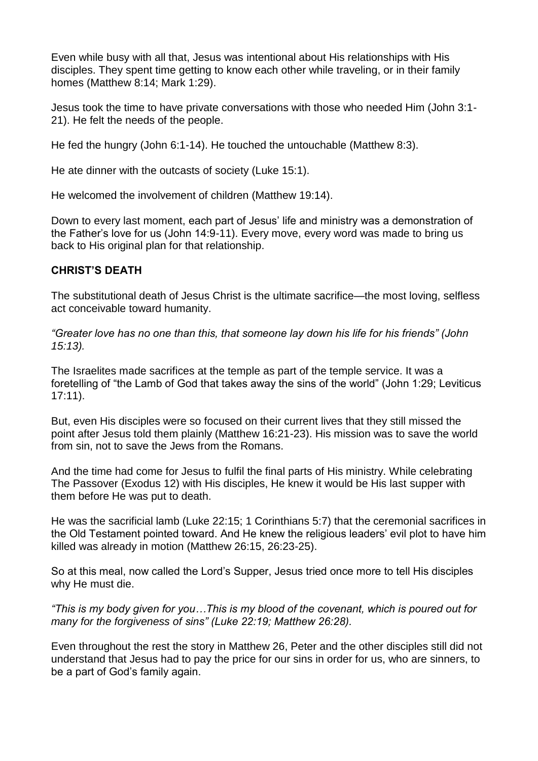Even while busy with all that, Jesus was intentional about His relationships with His disciples. They spent time getting to know each other while traveling, or in their family homes (Matthew 8:14; Mark 1:29).

Jesus took the time to have private conversations with those who needed Him (John 3:1-21). He felt the needs of the people.

He fed the hungry (John 6:1-14). He touched the untouchable (Matthew 8:3).

He ate dinner with the outcasts of society (Luke 15:1).

He welcomed the involvement of children (Matthew 19:14).

Down to every last moment, each part of Jesus' life and ministry was a demonstration of the Father's love for us (John 14:9-11). Every move, every word was made to bring us back to His original plan for that relationship.

**CHRIST'S DEATH**

The substitutional death of Jesus Christ is the ultimate sacrifice—the most loving, selfless act conceivable toward humanity.

*"Greater love has no one than this, that someone lay down his life for his friends" (John 15:13).*

The Israelites made sacrifices at the temple as part of the temple service. It was a foretelling of "the Lamb of God that takes away the sins of the world" (John 1:29; Leviticus 17:11).

But, even His disciples were so focused on their current lives that they still missed the point after Jesus told them plainly (Matthew 16:21-23). His mission was to save the world from sin, not to save the Jews from the Romans.

And the time had come for Jesus to fulfil the final parts of His ministry. While celebrating The Passover (Exodus 12) with His disciples, He knew it would be His last supper with them before He was put to death.

He was the sacrificial lamb (Luke 22:15; 1 Corinthians 5:7) that the ceremonial sacrifices in the Old Testament pointed toward. And He knew the religious leaders' evil plot to have him killed was already in motion (Matthew 26:15, 26:23-25).

So at this meal, now called the Lord's Supper, Jesus tried once more to tell His disciples why He must die.

*"This is my body given for you…This is my blood of the covenant, which is poured out for many for the forgiveness of sins" (Luke 22:19; Matthew 26:28).*

Even throughout the rest the story in Matthew 26, Peter and the other disciples still did not understand that Jesus had to pay the price for our sins in order for us, who are sinners, to be a part of God's family again.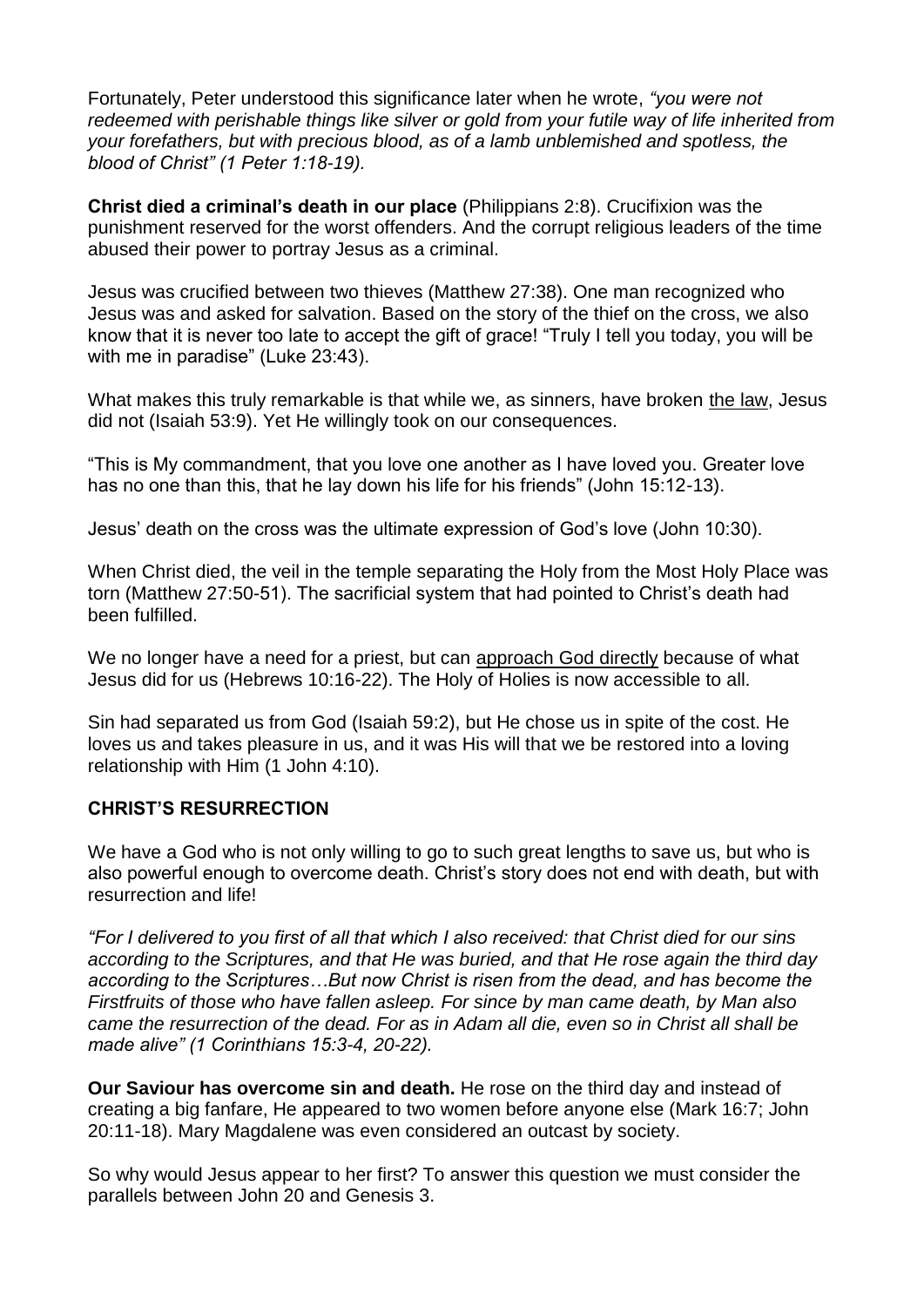Fortunately, Peter understood this significance later when he wrote, *"you were not redeemed with perishable things like silver or gold from your futile way of life inherited from your forefathers, but with precious blood, as of a lamb unblemished and spotless, the blood of Christ" (1 Peter 1:18-19).*

**Christ died a criminal's death in our place** (Philippians 2:8). Crucifixion was the punishment reserved for the worst offenders. And the corrupt religious leaders of the time abused their power to portray Jesus as a criminal.

Jesus was crucified between two thieves (Matthew 27:38). One man recognized who Jesus was and asked for salvation. Based on the story of the thief on the cross, we also know that it is never too late to accept the gift of grace! "Truly I tell you today, you will be with me in paradise" (Luke 23:43).

What makes this truly remarkable is that while we, as sinners, have broken the law, Jesus did not (Isaiah 53:9). Yet He willingly took on our consequences.

"This is My commandment, that you love one another as I have loved you. Greater love has no one than this, that he lay down his life for his friends" (John 15:12-13).

Jesus' death on the cross was the ultimate expression of God's love (John 10:30).

When Christ died, the veil in the temple separating the Holy from the Most Holy Place was torn (Matthew 27:50-51). The sacrificial system that had pointed to Christ's death had been fulfilled.

We no longer have a need for a priest, but can approach God directly because of what Jesus did for us (Hebrews 10:16-22). The Holy of Holies is now accessible to all.

Sin had separated us from God (Isaiah 59:2), but He chose us in spite of the cost. He loves us and takes pleasure in us, and it was His will that we be restored into a loving relationship with Him (1 John 4:10).

## CHRIST'S RESURRECTION

We have a God who is not only willing to go to such great lengths to save us, but who is also powerful enough to overcome death. Christ's story does not end with death, but with resurrection and life!

*"For I delivered to you first of all that which I also received: that Christ died for our sins according to the Scriptures, and that He was buried, and that He rose again the third day according to the Scriptures…But now Christ is risen from the dead, and has become the Firstfruits of those who have fallen asleep. For since by man came death, by Man also came the resurrection of the dead. For as in Adam all die, even so in Christ all shall be made alive" (1 Corinthians 15:3-4, 20-22).*

**Our Saviour has overcome sin and death.** He rose on the third day and instead of creating a big fanfare, He appeared to two women before anyone else (Mark 16:7; John 20:11-18). Mary Magdalene was even considered an outcast by society.

So why would Jesus appear to her first? To answer this question we must consider the parallels between John 20 and Genesis 3.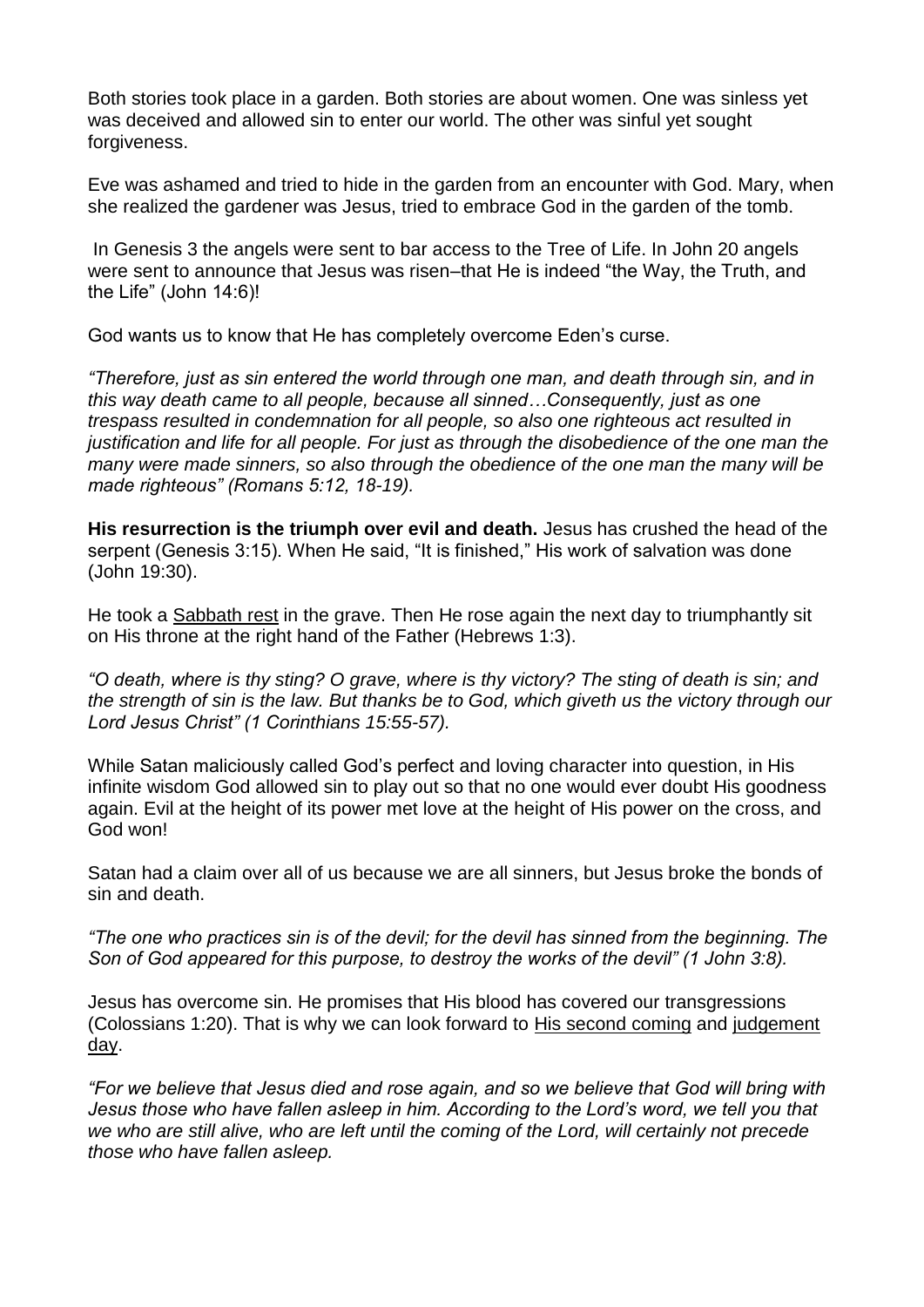Both stories took place in a garden. Both stories are about women. One was sinless yet was deceived and allowed sin to enter our world. The other was sinful yet sought forgiveness.

Eve was ashamed and tried to hide in the garden from an encounter with God. Mary, when she realized the gardener was Jesus, tried to embrace God in the garden of the tomb.

In Genesis 3 the angels were sent to bar access to the Tree of Life. In John 20 angels were sent to announce that Jesus was risen–that He is indeed "the Way, the Truth, and the Life" (John 14:6)!

God wants us to know that He has completely overcome Eden's curse.

*"Therefore, just as sin entered the world through one man, and death through sin, and in this way death came to all people, because all sinned…Consequently, just as one trespass resulted in condemnation for all people, so also one righteous act resulted in justification and life for all people. For just as through the disobedience of the one man the many were made sinners, so also through the obedience of the one man the many will be made righteous" (Romans 5:12, 18-19).*

**His resurrection is the triumph over evil and death.** Jesus has crushed the head of the serpent (Genesis 3:15). When He said, "It is finished," His work of salvation was done (John 19:30).

He took a Sabbath rest in the grave. Then He rose again the next day to triumphantly sit on His throne at the right hand of the Father (Hebrews 1:3).

*"O death, where is thy sting? O grave, where is thy victory? The sting of death is sin; and the strength of sin is the law. But thanks be to God, which giveth us the victory through our Lord Jesus Christ" (1 Corinthians 15:55-57).*

While Satan maliciously called God's perfect and loving character into question, in His infinite wisdom God allowed sin to play out so that no one would ever doubt His goodness again. Evil at the height of its power met love at the height of His power on the cross, and God won!

Satan had a claim over all of us because we are all sinners, but Jesus broke the bonds of sin and death.

*"The one who practices sin is of the devil; for the devil has sinned from the beginning. The Son of God appeared for this purpose, to destroy the works of the devil" (1 John 3:8).*

Jesus has overcome sin. He promises that His blood has covered our transgressions (Colossians 1:20). That is why we can look forward to His second coming and judgement day.

*"For we believe that Jesus died and rose again, and so we believe that God will bring with Jesus those who have fallen asleep in him. According to the Lord's word, we tell you that we who are still alive, who are left until the coming of the Lord, will certainly not precede those who have fallen asleep.*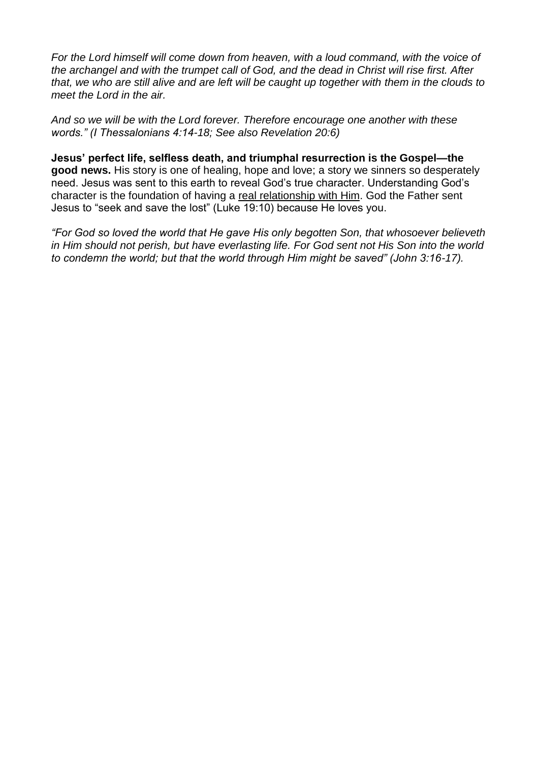*For the Lord himself will come down from heaven, with a loud command, with the voice of the archangel and with the trumpet call of God, and the dead in Christ will rise first. After that, we who are still alive and are left will be caught up together with them in the clouds to meet the Lord in the air.*

*And so we will be with the Lord forever. Therefore encourage one another with these words." (I Thessalonians 4:14-18; See also Revelation 20:6)*

**Jesus' perfect life, selfless death, and triumphal resurrection is the Gospel—the good news.** His story is one of healing, hope and love; a story we sinners so desperately need. Jesus was sent to this earth to reveal God's true character. Understanding God's character is the foundation of having a real relationship with Him. God the Father sent Jesus to "seek and save the lost" (Luke 19:10) because He loves you.

*"For God so loved the world that He gave His only begotten Son, that whosoever believeth in Him should not perish, but have everlasting life. For God sent not His Son into the world to condemn the world; but that the world through Him might be saved" (John 3:16-17).*